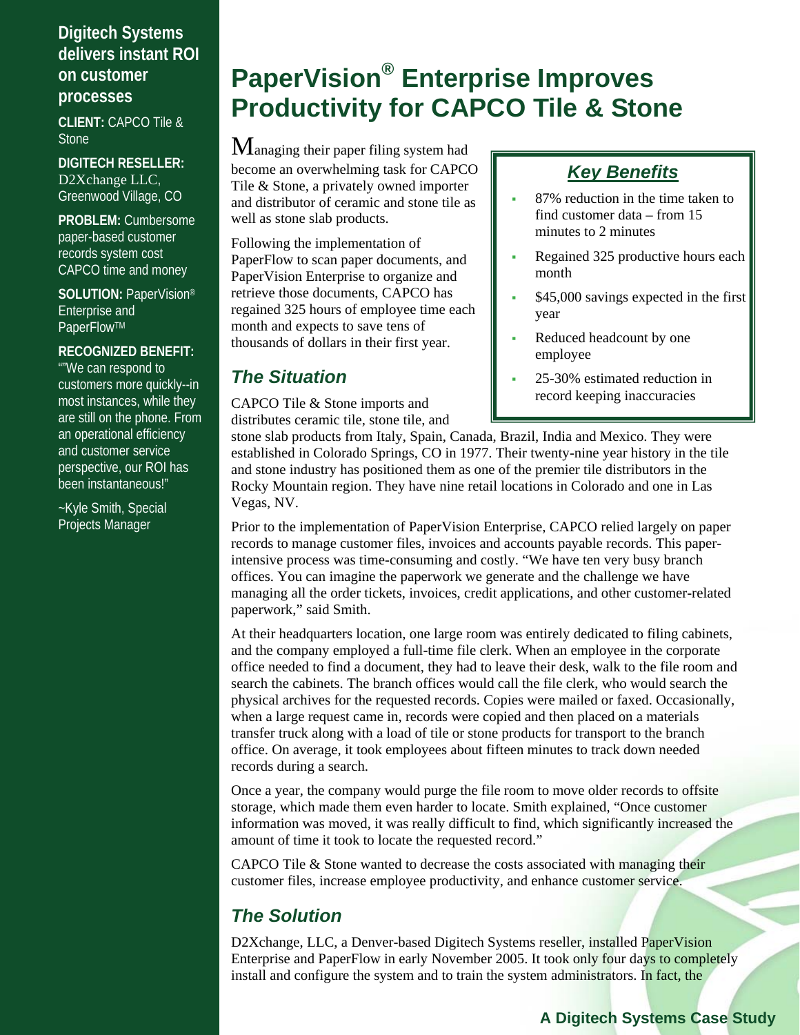**Digitech Systems delivers instant ROI on customer processes**

**CLIENT:** CAPCO Tile & Stone

**DIGITECH RESELLER:** D2Xchange LLC, Greenwood Village, CO

**PROBLEM:** Cumbersome paper-based customer records system cost CAPCO time and money

**SOLUTION:** PaperVision® Enterprise and PaperFlow™

**RECOGNIZED BENEFIT:** ""We can respond to customers more quickly--in most instances, while they are still on the phone. From an operational efficiency and customer service perspective, our ROI has been instantaneous!"

~Kyle Smith, Special Projects Manager

# PaperVision® Enterprise Improves Productivity for CAPCO Tile & Stone

Managing their paper filing system had become an overwhelming task for CAPCO Tile & Stone, a privately owned importer and distributor of ceramic and stone tile as well as stone slab products.

Following the implementation of PaperFlow to scan paper documents, and PaperVision Enterprise to organize and retrieve those documents, CAPCO has regained 325 hours of employee time each month and expects to save tens of thousands of dollars in their first year.

### ***Key Benefits***

- 87% reduction in the time taken to find customer data – from 15 minutes to 2 minutes
- Regained 325 productive hours each month
- $45,000 savings expected in the first year
- Reduced headcount by one employee
- 25-30% estimated reduction in record keeping inaccuracies

## *The Situation*

CAPCO Tile & Stone imports and distributes ceramic tile, stone tile, and stone slab products from Italy, Spain, Canada, Brazil, India and Mexico. They were established in Colorado Springs, CO in 1977. Their twenty-nine year history in the tile and stone industry has positioned them as one of the premier tile distributors in the Rocky Mountain region. They have nine retail locations in Colorado and one in Las Vegas, NV.

Prior to the implementation of PaperVision Enterprise, CAPCO relied largely on paper records to manage customer files, invoices and accounts payable records. This paper-intensive process was time-consuming and costly. "We have ten very busy branch offices. You can imagine the paperwork we generate and the challenge we have managing all the order tickets, invoices, credit applications, and other customer-related paperwork," said Smith.

At their headquarters location, one large room was entirely dedicated to filing cabinets, and the company employed a full-time file clerk. When an employee in the corporate office needed to find a document, they had to leave their desk, walk to the file room and search the cabinets. The branch offices would call the file clerk, who would search the physical archives for the requested records. Copies were mailed or faxed. Occasionally, when a large request came in, records were copied and then placed on a materials transfer truck along with a load of tile or stone products for transport to the branch office. On average, it took employees about fifteen minutes to track down needed records during a search.

Once a year, the company would purge the file room to move older records to offsite storage, which made them even harder to locate. Smith explained, "Once customer information was moved, it was really difficult to find, which significantly increased the amount of time it took to locate the requested record."

CAPCO Tile & Stone wanted to decrease the costs associated with managing their customer files, increase employee productivity, and enhance customer service.

## *The Solution*

D2Xchange, LLC, a Denver-based Digitech Systems reseller, installed PaperVision Enterprise and PaperFlow in early November 2005. It took only four days to completely install and configure the system and to train the system administrators. In fact, the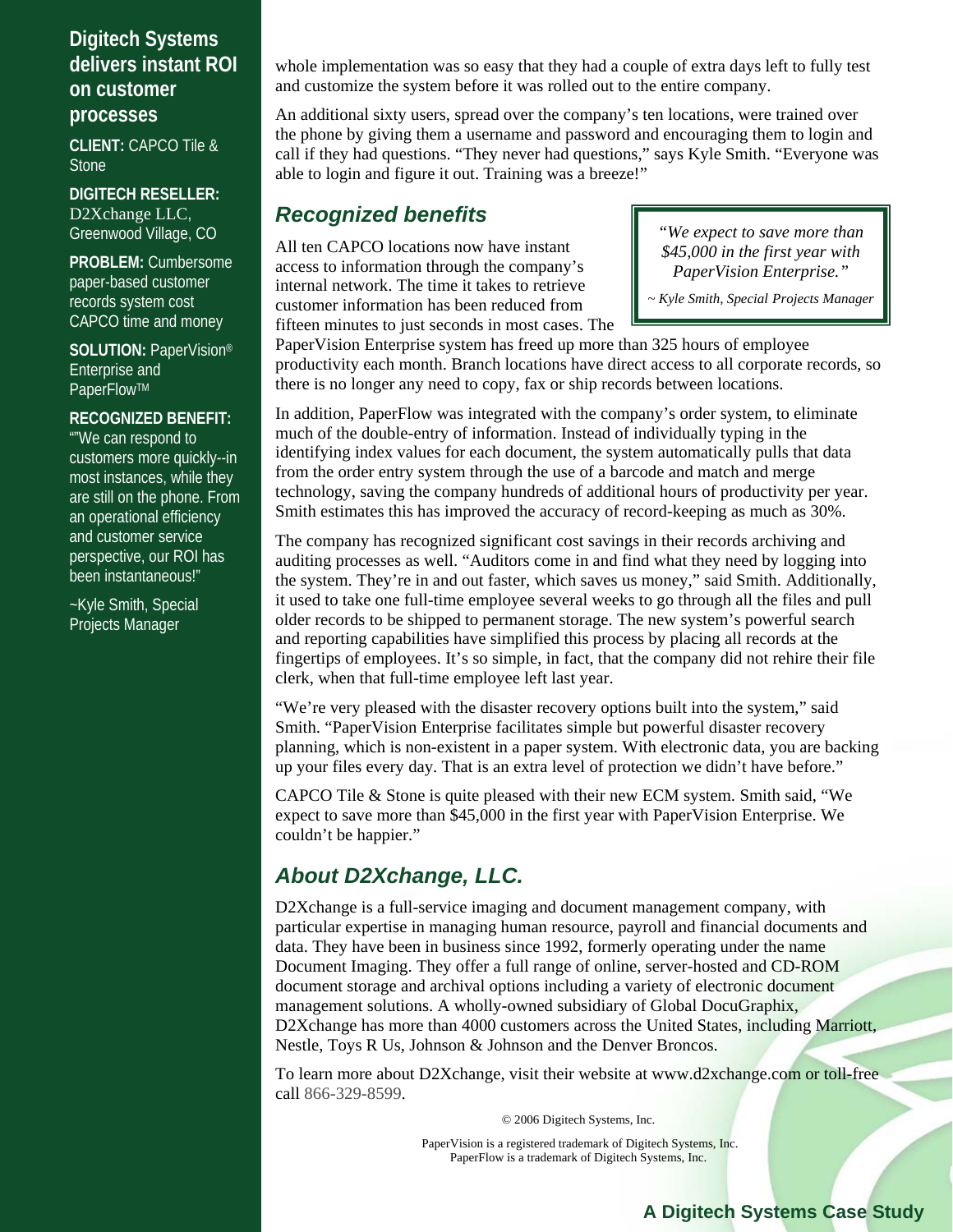## Digitech Systems delivers instant ROI on customer processes

**CLIENT:** CAPCO Tile & Stone

**DIGITECH RESELLER:** D2Xchange LLC, Greenwood Village, CO

**PROBLEM:** Cumbersome paper-based customer records system cost CAPCO time and money

**SOLUTION:** PaperVision® Enterprise and PaperFlow™

**RECOGNIZED BENEFIT:** ""We can respond to customers more quickly--in most instances, while they are still on the phone. From an operational efficiency and customer service perspective, our ROI has been instantaneous!"

~Kyle Smith, Special Projects Manager

whole implementation was so easy that they had a couple of extra days left to fully test and customize the system before it was rolled out to the entire company.

An additional sixty users, spread over the company's ten locations, were trained over the phone by giving them a username and password and encouraging them to login and call if they had questions. "They never had questions," says Kyle Smith. "Everyone was able to login and figure it out. Training was a breeze!"

## *Recognized benefits*

All ten CAPCO locations now have instant access to information through the company's internal network. The time it takes to retrieve customer information has been reduced from fifteen minutes to just seconds in most cases. The PaperVision Enterprise system has freed up more than 325 hours of employee productivity each month. Branch locations have direct access to all corporate records, so there is no longer any need to copy, fax or ship records between locations.

> *"We expect to save more than $45,000 in the first year with PaperVision Enterprise."*
>
> *~ Kyle Smith, Special Projects Manager*

In addition, PaperFlow was integrated with the company's order system, to eliminate much of the double-entry of information. Instead of individually typing in the identifying index values for each document, the system automatically pulls that data from the order entry system through the use of a barcode and match and merge technology, saving the company hundreds of additional hours of productivity per year. Smith estimates this has improved the accuracy of record-keeping as much as 30%.

The company has recognized significant cost savings in their records archiving and auditing processes as well. "Auditors come in and find what they need by logging into the system. They're in and out faster, which saves us money," said Smith. Additionally, it used to take one full-time employee several weeks to go through all the files and pull older records to be shipped to permanent storage. The new system's powerful search and reporting capabilities have simplified this process by placing all records at the fingertips of employees. It's so simple, in fact, that the company did not rehire their file clerk, when that full-time employee left last year.

"We're very pleased with the disaster recovery options built into the system," said Smith. "PaperVision Enterprise facilitates simple but powerful disaster recovery planning, which is non-existent in a paper system. With electronic data, you are backing up your files every day. That is an extra level of protection we didn't have before."

CAPCO Tile & Stone is quite pleased with their new ECM system. Smith said, "We expect to save more than $45,000 in the first year with PaperVision Enterprise. We couldn't be happier."

## *About D2Xchange, LLC.*

D2Xchange is a full-service imaging and document management company, with particular expertise in managing human resource, payroll and financial documents and data. They have been in business since 1992, formerly operating under the name Document Imaging. They offer a full range of online, server-hosted and CD-ROM document storage and archival options including a variety of electronic document management solutions. A wholly-owned subsidiary of Global DocuGraphix, D2Xchange has more than 4000 customers across the United States, including Marriott, Nestle, Toys R Us, Johnson & Johnson and the Denver Broncos.

To learn more about D2Xchange, visit their website at www.d2xchange.com or toll-free call 866-329-8599.

© 2006 Digitech Systems, Inc.

PaperVision is a registered trademark of Digitech Systems, Inc.
PaperFlow is a trademark of Digitech Systems, Inc.

**A Digitech Systems Case Study**